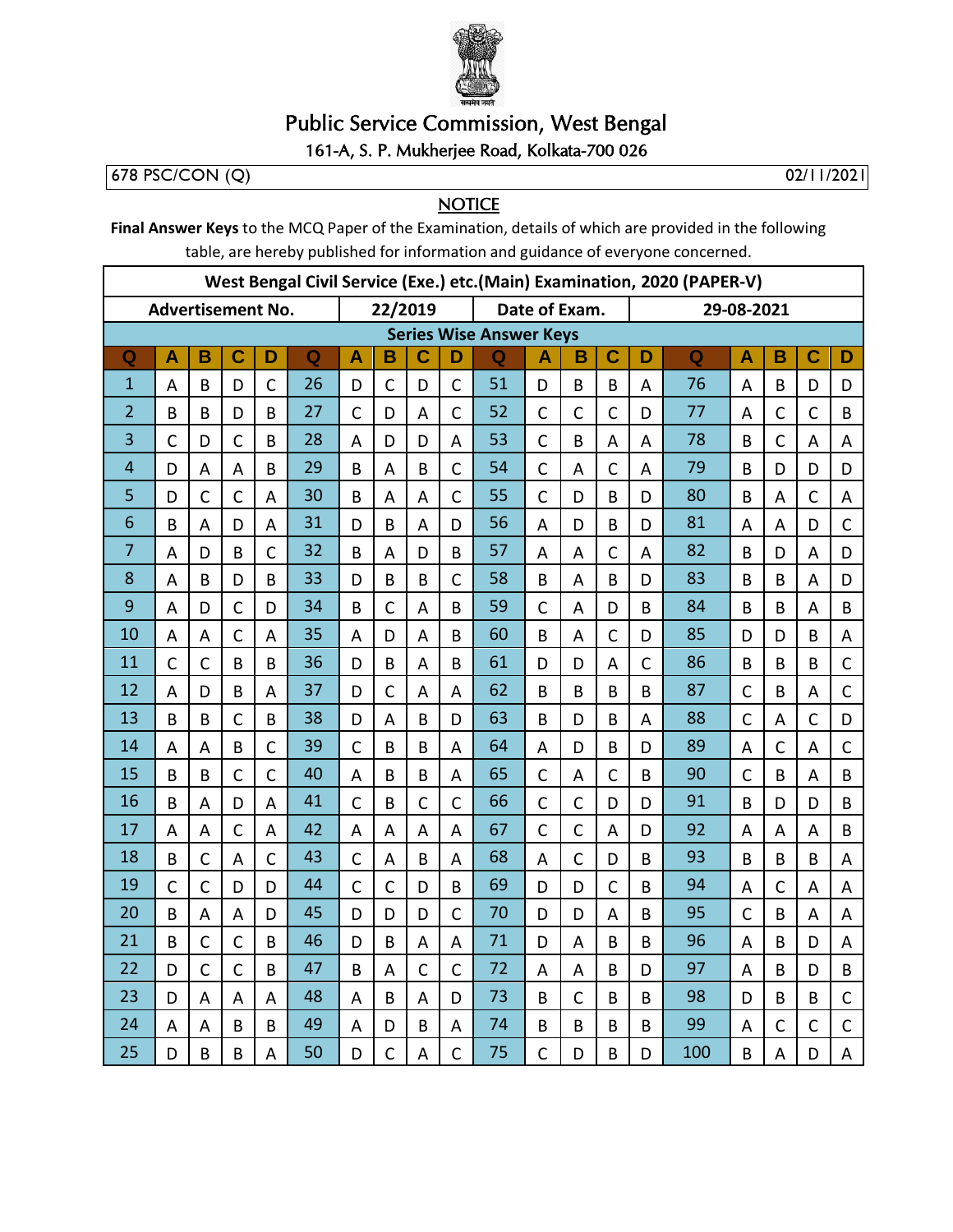# Public Service Commission, West Bengal

161-A, S. P. Mukherjee Road, Kolkata-700 026

678 PSC/CON (Q) 02/11/2021

## NOTICE

**Final Answer Keys** to the MCQ Paper of the Examination, details of which are provided in the following table, are hereby published for information and guidance of everyone concerned.

**West Bengal Civil Service (Exe.) etc.(Main) Examination, 2020 (PAPER-V)**

**Advertisement No.** 22/2019 **Date of Exam.** 29-08-2021

**Series Wise Answer Keys**

| Q | A | B | C | D | Q | A | B | C | D | Q | A | B | C | D | Q | A | B | C | D |
|---|---|---|---|---|---|---|---|---|---|---|---|---|---|---|---|---|---|---|---|
| 1 | A | B | D | C | 26 | D | C | D | C | 51 | D | B | B | A | 76 | A | B | D | D |
| 2 | B | B | D | B | 27 | C | D | A | C | 52 | C | C | C | D | 77 | A | C | C | B |
| 3 | C | D | C | B | 28 | A | D | D | A | 53 | C | B | A | A | 78 | B | C | A | A |
| 4 | D | A | A | B | 29 | B | A | B | C | 54 | C | A | C | A | 79 | B | D | D | D |
| 5 | D | C | C | A | 30 | B | A | A | C | 55 | C | D | B | D | 80 | B | A | C | A |
| 6 | B | A | D | A | 31 | D | B | A | D | 56 | A | D | B | D | 81 | A | A | D | C |
| 7 | A | D | B | C | 32 | B | A | D | B | 57 | A | A | C | A | 82 | B | D | A | D |
| 8 | A | B | D | B | 33 | D | B | B | C | 58 | B | A | B | D | 83 | B | B | A | D |
| 9 | A | D | C | D | 34 | B | C | A | B | 59 | C | A | D | B | 84 | B | B | A | B |
| 10 | A | A | C | A | 35 | A | D | A | B | 60 | B | A | C | D | 85 | D | D | B | A |
| 11 | C | C | B | B | 36 | D | B | A | B | 61 | D | D | A | C | 86 | B | B | B | C |
| 12 | A | D | B | A | 37 | D | C | A | A | 62 | B | B | B | B | 87 | C | B | A | C |
| 13 | B | B | C | B | 38 | D | A | B | D | 63 | B | D | B | A | 88 | C | A | C | D |
| 14 | A | A | B | C | 39 | C | B | B | A | 64 | A | D | B | D | 89 | A | C | A | C |
| 15 | B | B | C | C | 40 | A | B | B | A | 65 | C | A | C | B | 90 | C | B | A | B |
| 16 | B | A | D | A | 41 | C | B | C | C | 66 | C | C | D | D | 91 | B | D | D | B |
| 17 | A | A | C | A | 42 | A | A | A | A | 67 | C | C | A | D | 92 | A | A | A | B |
| 18 | B | C | A | C | 43 | C | A | B | A | 68 | A | C | D | B | 93 | B | B | B | A |
| 19 | C | C | D | D | 44 | C | C | D | B | 69 | D | D | C | B | 94 | A | C | A | A |
| 20 | B | A | A | D | 45 | D | D | D | C | 70 | D | D | A | B | 95 | C | B | A | A |
| 21 | B | C | C | B | 46 | D | B | A | A | 71 | D | A | B | B | 96 | A | B | D | A |
| 22 | D | C | C | B | 47 | B | A | C | C | 72 | A | A | B | D | 97 | A | B | D | B |
| 23 | D | A | A | A | 48 | A | B | A | D | 73 | B | C | B | B | 98 | D | B | B | C |
| 24 | A | A | B | B | 49 | A | D | B | A | 74 | B | B | B | B | 99 | A | C | C | C |
| 25 | D | B | B | A | 50 | D | C | A | C | 75 | C | D | B | D | 100 | B | A | D | A |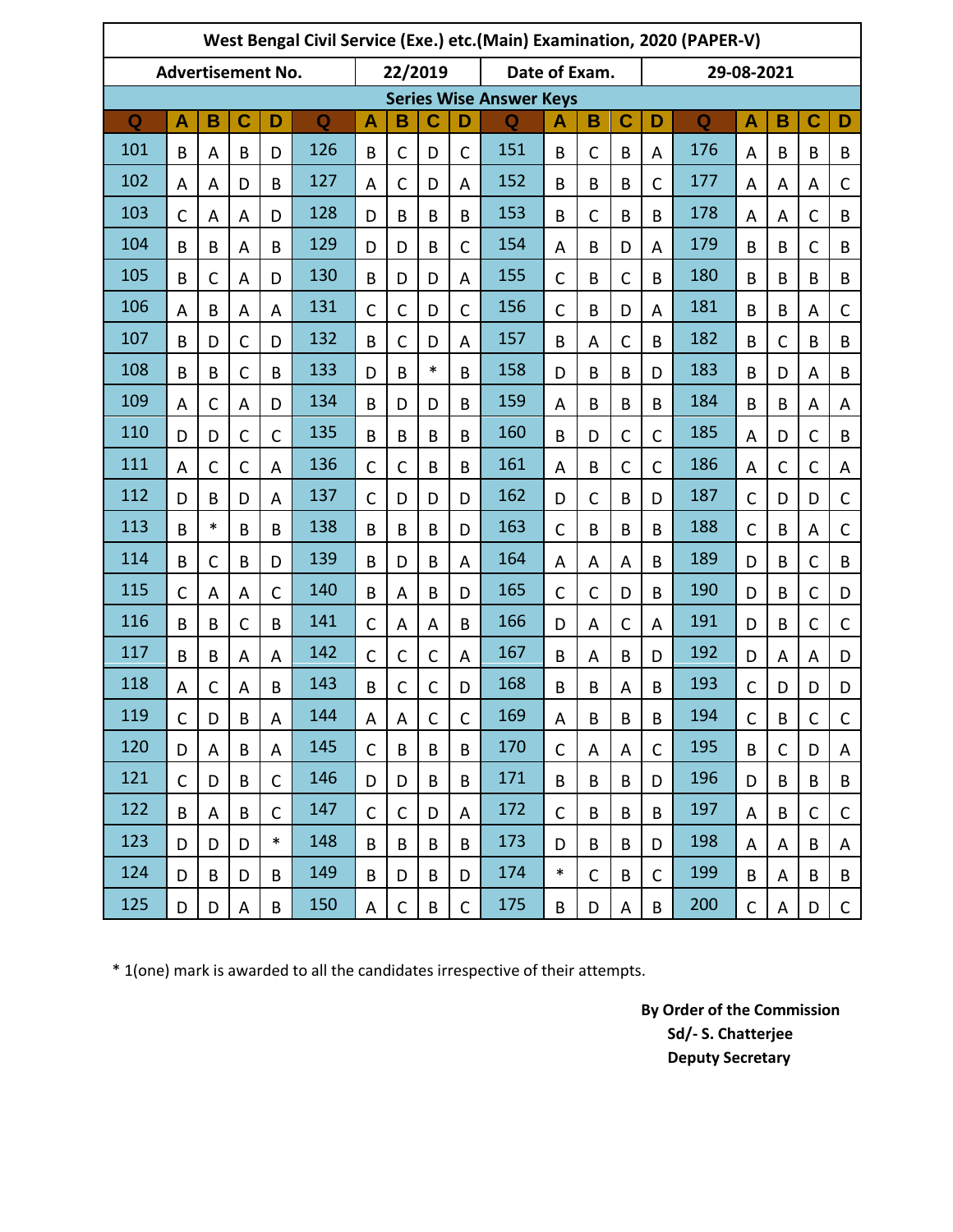**West Bengal Civil Service (Exe.) etc.(Main) Examination, 2020 (PAPER-V)**

| Advertisement No. | 22/2019 | Date of Exam. | 29-08-2021 |
|---|---|---|---|

**Series Wise Answer Keys**

| Q | A | B | C | D | Q | A | B | C | D | Q | A | B | C | D | Q | A | B | C | D |
|---|---|---|---|---|---|---|---|---|---|---|---|---|---|---|---|---|---|---|---|
| 101 | B | A | B | D | 126 | B | C | D | C | 151 | B | C | B | A | 176 | A | B | B | B |
| 102 | A | A | D | B | 127 | A | C | D | A | 152 | B | B | B | C | 177 | A | A | A | C |
| 103 | C | A | A | D | 128 | D | B | B | B | 153 | B | C | B | B | 178 | A | A | C | B |
| 104 | B | B | A | B | 129 | D | D | B | C | 154 | A | B | D | A | 179 | B | B | C | B |
| 105 | B | C | A | D | 130 | B | D | D | A | 155 | C | B | C | B | 180 | B | B | B | B |
| 106 | A | B | A | A | 131 | C | C | D | C | 156 | C | B | D | A | 181 | B | B | A | C |
| 107 | B | D | C | D | 132 | B | C | D | A | 157 | B | A | C | B | 182 | B | C | B | B |
| 108 | B | B | C | B | 133 | D | B | * | B | 158 | D | B | B | D | 183 | B | D | A | B |
| 109 | A | C | A | D | 134 | B | D | D | B | 159 | A | B | B | B | 184 | B | B | A | A |
| 110 | D | D | C | C | 135 | B | B | B | B | 160 | B | D | C | C | 185 | A | D | C | B |
| 111 | A | C | C | A | 136 | C | C | B | B | 161 | A | B | C | C | 186 | A | C | C | A |
| 112 | D | B | D | A | 137 | C | D | D | D | 162 | D | C | B | D | 187 | C | D | D | C |
| 113 | B | * | B | B | 138 | B | B | B | D | 163 | C | B | B | B | 188 | C | B | A | C |
| 114 | B | C | B | D | 139 | B | D | B | A | 164 | A | A | A | B | 189 | D | B | C | B |
| 115 | C | A | A | C | 140 | B | A | B | D | 165 | C | C | D | B | 190 | D | B | C | D |
| 116 | B | B | C | B | 141 | C | A | A | B | 166 | D | A | C | A | 191 | D | B | C | C |
| 117 | B | B | A | A | 142 | C | C | C | A | 167 | B | A | B | D | 192 | D | A | A | D |
| 118 | A | C | A | B | 143 | B | C | C | D | 168 | B | B | A | B | 193 | C | D | D | D |
| 119 | C | D | B | A | 144 | A | A | C | C | 169 | A | B | B | B | 194 | C | B | C | C |
| 120 | D | A | B | A | 145 | C | B | B | B | 170 | C | A | A | C | 195 | B | C | D | A |
| 121 | C | D | B | C | 146 | D | D | B | B | 171 | B | B | B | D | 196 | D | B | B | B |
| 122 | B | A | B | C | 147 | C | C | D | A | 172 | C | B | B | B | 197 | A | B | C | C |
| 123 | D | D | D | * | 148 | B | B | B | B | 173 | D | B | B | D | 198 | A | A | B | A |
| 124 | D | B | D | B | 149 | B | D | B | D | 174 | * | C | B | C | 199 | B | A | B | B |
| 125 | D | D | A | B | 150 | A | C | B | C | 175 | B | D | A | B | 200 | C | A | D | C |

* 1(one) mark is awarded to all the candidates irrespective of their attempts.

**By Order of the Commission**
**Sd/- S. Chatterjee**
**Deputy Secretary**